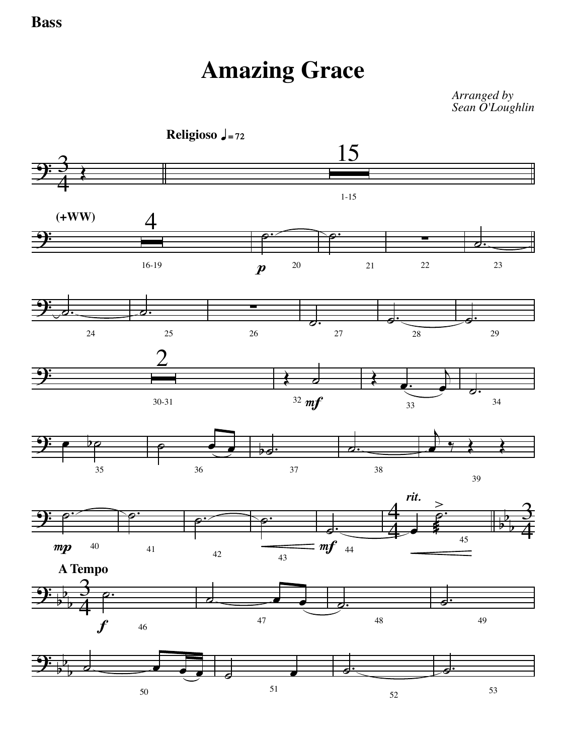**Bass**

# Amazing Grace

*Arranged by*
*Sean O'Loughlin*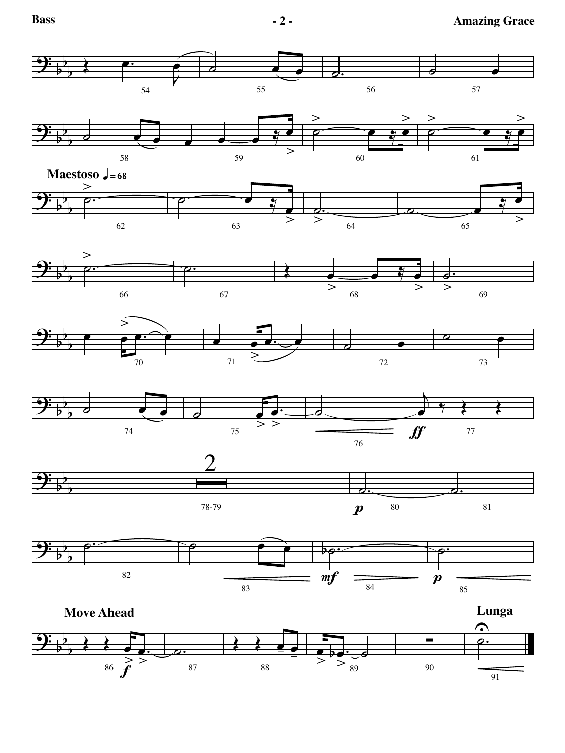Maestoso ♩= 68

Move Ahead

Lunga